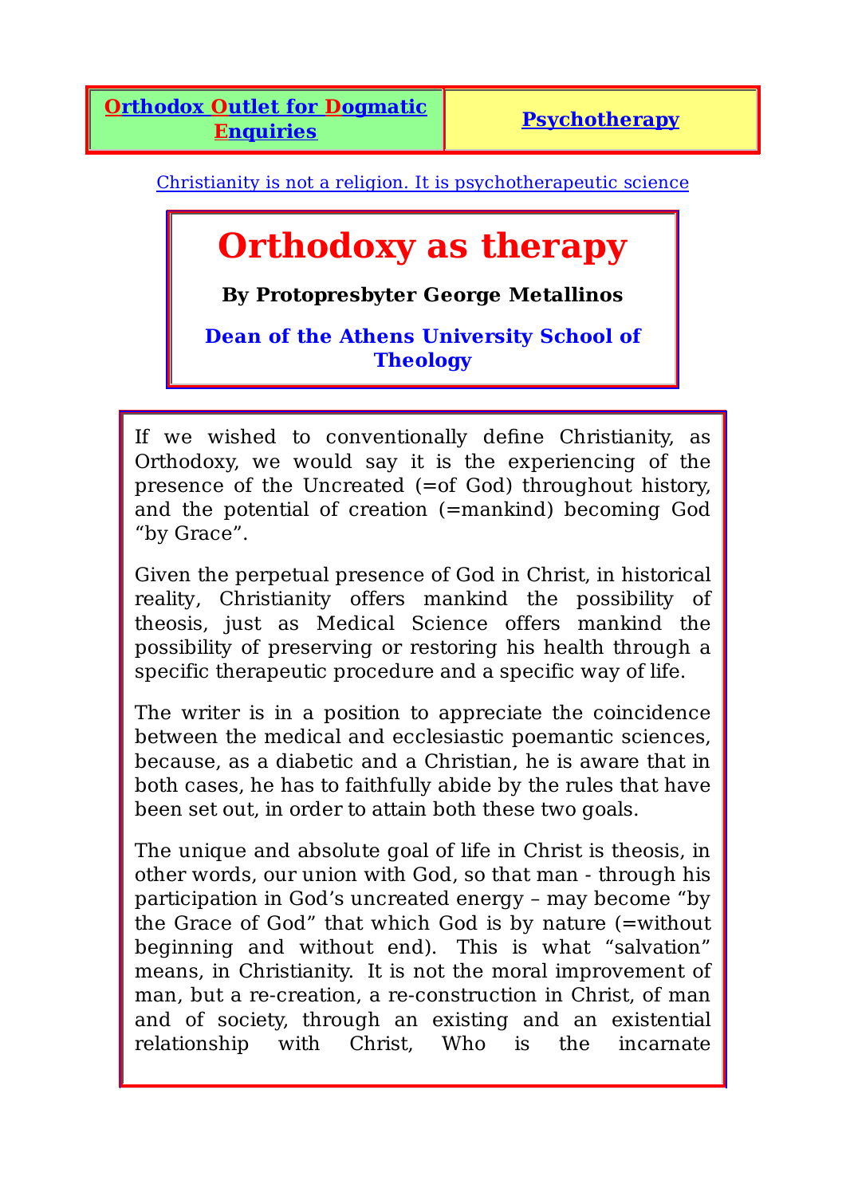| Orthodox Outlet for Dogmatic Enquiries | Psychotherapy |
|---|---|

Christianity is not a religion. It is psychotherapeutic science

# Orthodoxy as therapy

**By Protopresbyter George Metallinos**

**Dean of the Athens University School of Theology**

If we wished to conventionally define Christianity, as Orthodoxy, we would say it is the experiencing of the presence of the Uncreated (=of God) throughout history, and the potential of creation (=mankind) becoming God "by Grace".

Given the perpetual presence of God in Christ, in historical reality, Christianity offers mankind the possibility of theosis, just as Medical Science offers mankind the possibility of preserving or restoring his health through a specific therapeutic procedure and a specific way of life.

The writer is in a position to appreciate the coincidence between the medical and ecclesiastic poemantic sciences, because, as a diabetic and a Christian, he is aware that in both cases, he has to faithfully abide by the rules that have been set out, in order to attain both these two goals.

The unique and absolute goal of life in Christ is theosis, in other words, our union with God, so that man - through his participation in God's uncreated energy – may become "by the Grace of God" that which God is by nature (=without beginning and without end). This is what "salvation" means, in Christianity. It is not the moral improvement of man, but a re-creation, a re-construction in Christ, of man and of society, through an existing and an existential relationship with Christ, Who is the incarnate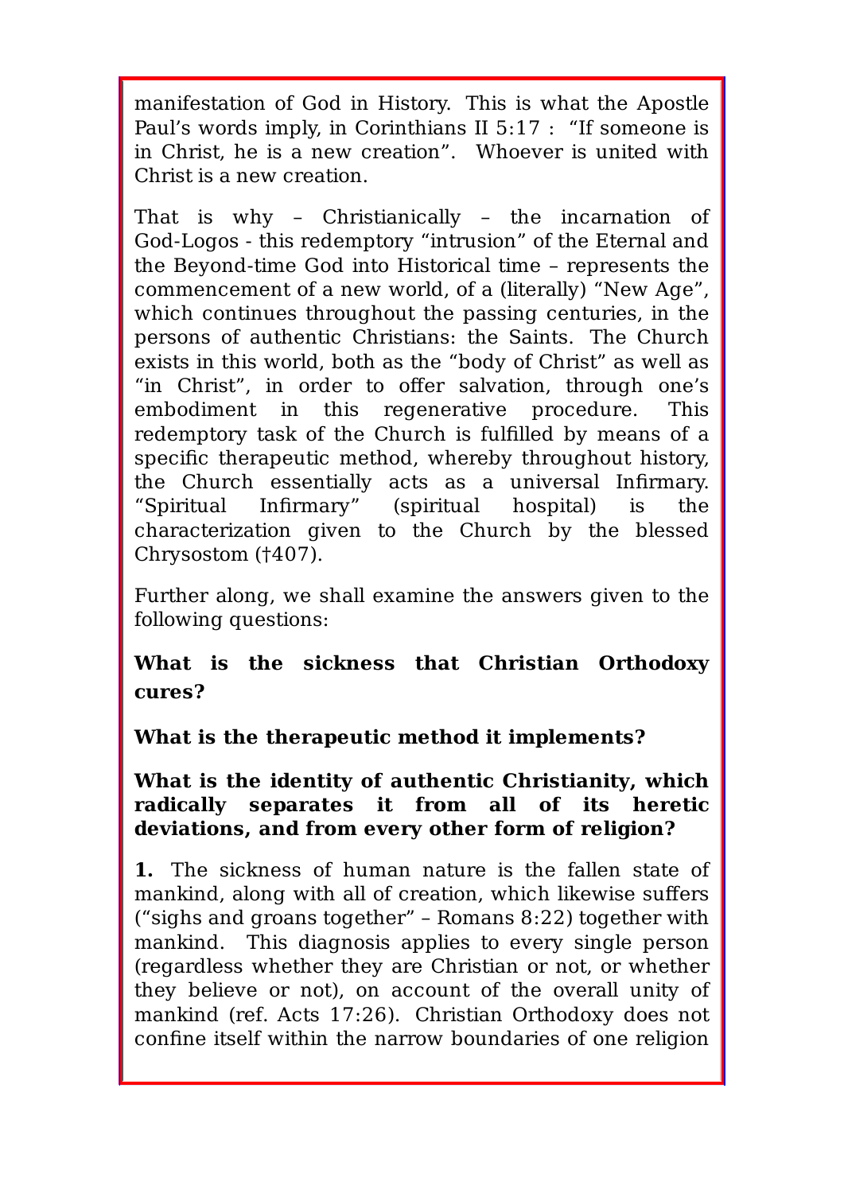manifestation of God in History. This is what the Apostle Paul's words imply, in Corinthians II 5:17 : "If someone is in Christ, he is a new creation". Whoever is united with Christ is a new creation.

That is why – Christianically – the incarnation of God-Logos - this redemptory "intrusion" of the Eternal and the Beyond-time God into Historical time – represents the commencement of a new world, of a (literally) "New Age", which continues throughout the passing centuries, in the persons of authentic Christians: the Saints. The Church exists in this world, both as the "body of Christ" as well as "in Christ", in order to offer salvation, through one's embodiment in this regenerative procedure. This redemptory task of the Church is fulfilled by means of a specific therapeutic method, whereby throughout history, the Church essentially acts as a universal Infirmary. "Spiritual Infirmary" (spiritual hospital) is the characterization given to the Church by the blessed Chrysostom (†407).

Further along, we shall examine the answers given to the following questions:

**What is the sickness that Christian Orthodoxy cures?**

**What is the therapeutic method it implements?**

**What is the identity of authentic Christianity, which radically separates it from all of its heretic deviations, and from every other form of religion?**

**1.** The sickness of human nature is the fallen state of mankind, along with all of creation, which likewise suffers ("sighs and groans together" – Romans 8:22) together with mankind. This diagnosis applies to every single person (regardless whether they are Christian or not, or whether they believe or not), on account of the overall unity of mankind (ref. Acts 17:26). Christian Orthodoxy does not confine itself within the narrow boundaries of one religion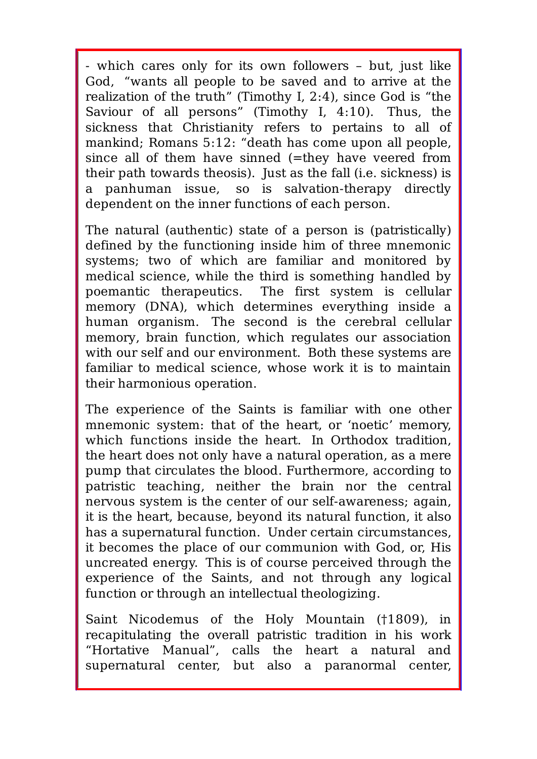- which cares only for its own followers – but, just like God, "wants all people to be saved and to arrive at the realization of the truth" (Timothy I, 2:4), since God is "the Saviour of all persons" (Timothy I, 4:10). Thus, the sickness that Christianity refers to pertains to all of mankind; Romans 5:12: "death has come upon all people, since all of them have sinned (=they have veered from their path towards theosis). Just as the fall (i.e. sickness) is a panhuman issue, so is salvation-therapy directly dependent on the inner functions of each person.

The natural (authentic) state of a person is (patristically) defined by the functioning inside him of three mnemonic systems; two of which are familiar and monitored by medical science, while the third is something handled by poemantic therapeutics. The first system is cellular memory (DNA), which determines everything inside a human organism. The second is the cerebral cellular memory, brain function, which regulates our association with our self and our environment. Both these systems are familiar to medical science, whose work it is to maintain their harmonious operation.

The experience of the Saints is familiar with one other mnemonic system: that of the heart, or 'noetic' memory, which functions inside the heart. In Orthodox tradition, the heart does not only have a natural operation, as a mere pump that circulates the blood. Furthermore, according to patristic teaching, neither the brain nor the central nervous system is the center of our self-awareness; again, it is the heart, because, beyond its natural function, it also has a supernatural function. Under certain circumstances, it becomes the place of our communion with God, or, His uncreated energy. This is of course perceived through the experience of the Saints, and not through any logical function or through an intellectual theologizing.

Saint Nicodemus of the Holy Mountain (†1809), in recapitulating the overall patristic tradition in his work "Hortative Manual", calls the heart a natural and supernatural center, but also a paranormal center,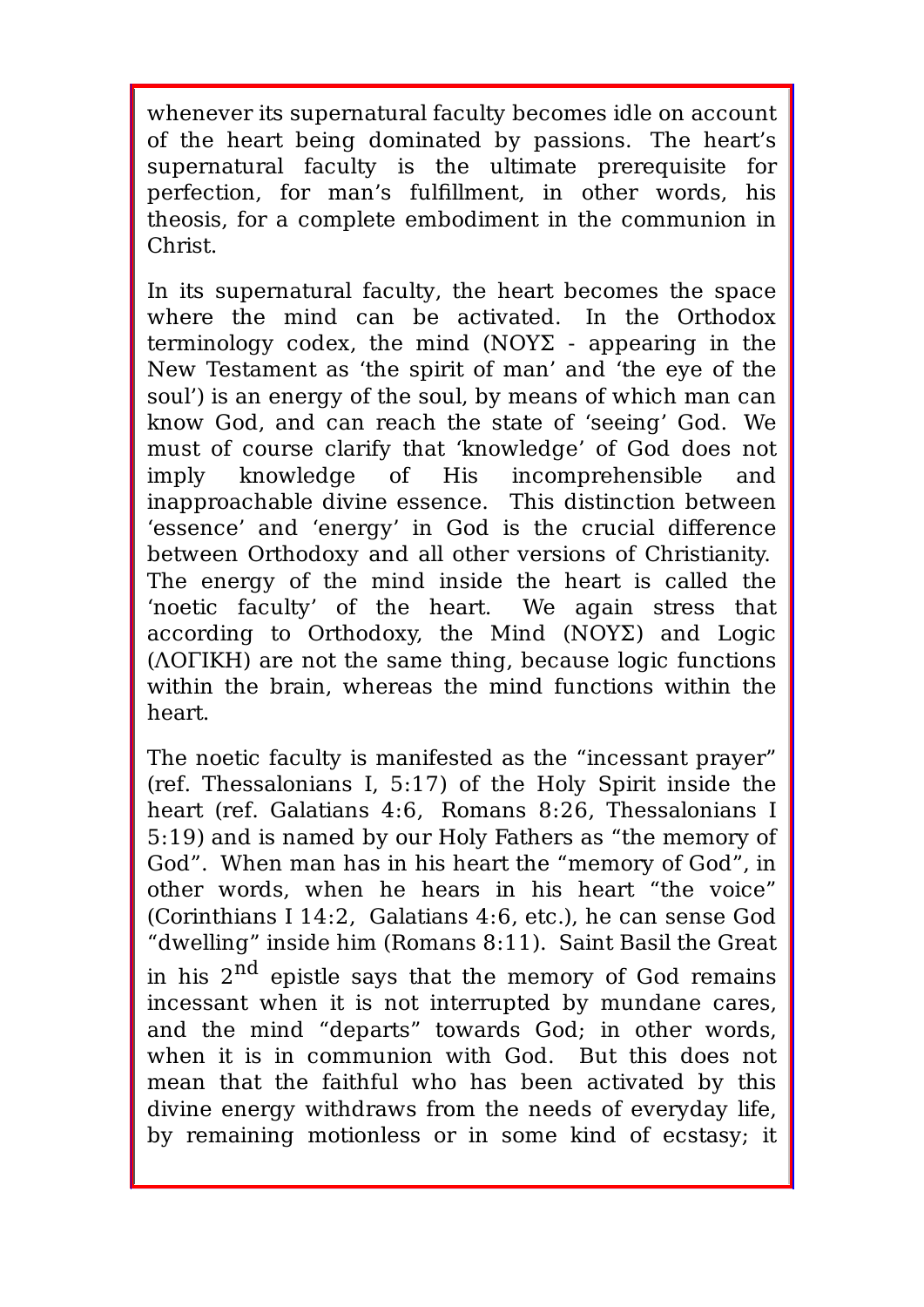whenever its supernatural faculty becomes idle on account of the heart being dominated by passions. The heart's supernatural faculty is the ultimate prerequisite for perfection, for man's fulfillment, in other words, his theosis, for a complete embodiment in the communion in Christ.

In its supernatural faculty, the heart becomes the space where the mind can be activated. In the Orthodox terminology codex, the mind (ΝΟΥΣ - appearing in the New Testament as 'the spirit of man' and 'the eye of the soul') is an energy of the soul, by means of which man can know God, and can reach the state of 'seeing' God. We must of course clarify that 'knowledge' of God does not imply knowledge of His incomprehensible and inapproachable divine essence. This distinction between 'essence' and 'energy' in God is the crucial difference between Orthodoxy and all other versions of Christianity. The energy of the mind inside the heart is called the 'noetic faculty' of the heart. We again stress that according to Orthodoxy, the Mind (ΝΟΥΣ) and Logic (ΛΟΓΙΚΗ) are not the same thing, because logic functions within the brain, whereas the mind functions within the heart.

The noetic faculty is manifested as the "incessant prayer" (ref. Thessalonians I, 5:17) of the Holy Spirit inside the heart (ref. Galatians 4:6, Romans 8:26, Thessalonians I 5:19) and is named by our Holy Fathers as "the memory of God". When man has in his heart the "memory of God", in other words, when he hears in his heart "the voice" (Corinthians I 14:2, Galatians 4:6, etc.), he can sense God "dwelling" inside him (Romans 8:11). Saint Basil the Great in his 2nd epistle says that the memory of God remains incessant when it is not interrupted by mundane cares, and the mind "departs" towards God; in other words, when it is in communion with God. But this does not mean that the faithful who has been activated by this divine energy withdraws from the needs of everyday life, by remaining motionless or in some kind of ecstasy; it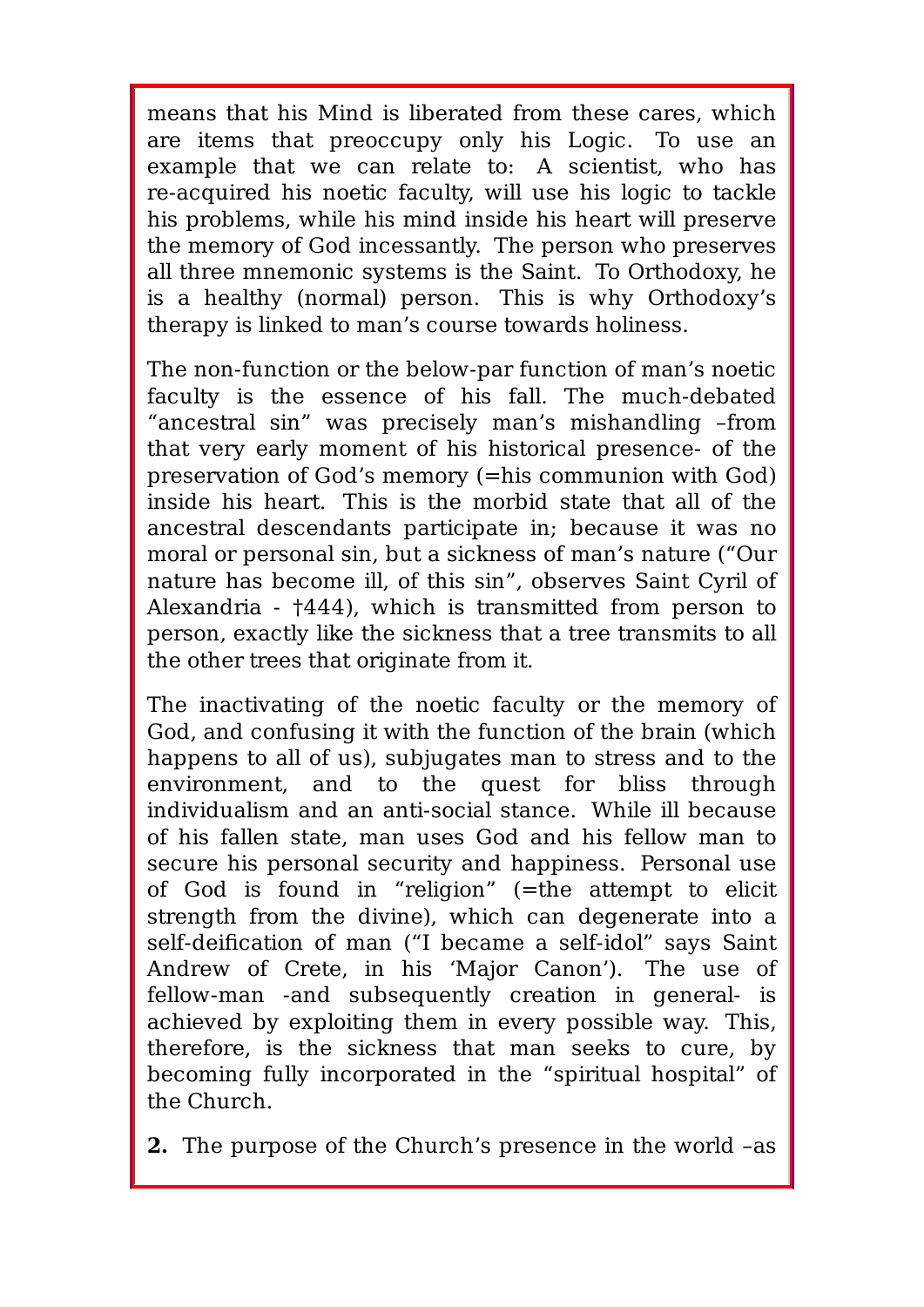means that his Mind is liberated from these cares, which are items that preoccupy only his Logic. To use an example that we can relate to: A scientist, who has re-acquired his noetic faculty, will use his logic to tackle his problems, while his mind inside his heart will preserve the memory of God incessantly. The person who preserves all three mnemonic systems is the Saint. To Orthodoxy, he is a healthy (normal) person. This is why Orthodoxy's therapy is linked to man's course towards holiness.

The non-function or the below-par function of man's noetic faculty is the essence of his fall. The much-debated "ancestral sin" was precisely man's mishandling –from that very early moment of his historical presence- of the preservation of God's memory (=his communion with God) inside his heart. This is the morbid state that all of the ancestral descendants participate in; because it was no moral or personal sin, but a sickness of man's nature ("Our nature has become ill, of this sin", observes Saint Cyril of Alexandria - †444), which is transmitted from person to person, exactly like the sickness that a tree transmits to all the other trees that originate from it.

The inactivating of the noetic faculty or the memory of God, and confusing it with the function of the brain (which happens to all of us), subjugates man to stress and to the environment, and to the quest for bliss through individualism and an anti-social stance. While ill because of his fallen state, man uses God and his fellow man to secure his personal security and happiness. Personal use of God is found in "religion" (=the attempt to elicit strength from the divine), which can degenerate into a self-deification of man ("I became a self-idol" says Saint Andrew of Crete, in his 'Major Canon'). The use of fellow-man -and subsequently creation in general- is achieved by exploiting them in every possible way. This, therefore, is the sickness that man seeks to cure, by becoming fully incorporated in the "spiritual hospital" of the Church.

**2.** The purpose of the Church's presence in the world –as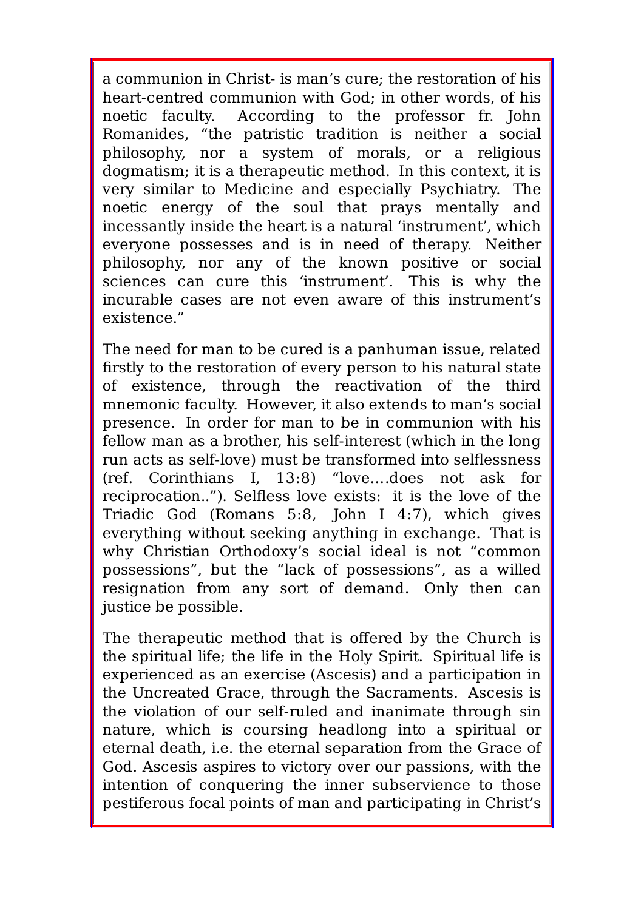a communion in Christ- is man's cure; the restoration of his heart-centred communion with God; in other words, of his noetic faculty. According to the professor fr. John Romanides, "the patristic tradition is neither a social philosophy, nor a system of morals, or a religious dogmatism; it is a therapeutic method. In this context, it is very similar to Medicine and especially Psychiatry. The noetic energy of the soul that prays mentally and incessantly inside the heart is a natural 'instrument', which everyone possesses and is in need of therapy. Neither philosophy, nor any of the known positive or social sciences can cure this 'instrument'. This is why the incurable cases are not even aware of this instrument's existence."

The need for man to be cured is a panhuman issue, related firstly to the restoration of every person to his natural state of existence, through the reactivation of the third mnemonic faculty. However, it also extends to man's social presence. In order for man to be in communion with his fellow man as a brother, his self-interest (which in the long run acts as self-love) must be transformed into selflessness (ref. Corinthians I, 13:8) "love....does not ask for reciprocation.."). Selfless love exists: it is the love of the Triadic God (Romans 5:8, John I 4:7), which gives everything without seeking anything in exchange. That is why Christian Orthodoxy's social ideal is not "common possessions", but the "lack of possessions", as a willed resignation from any sort of demand. Only then can justice be possible.

The therapeutic method that is offered by the Church is the spiritual life; the life in the Holy Spirit. Spiritual life is experienced as an exercise (Ascesis) and a participation in the Uncreated Grace, through the Sacraments. Ascesis is the violation of our self-ruled and inanimate through sin nature, which is coursing headlong into a spiritual or eternal death, i.e. the eternal separation from the Grace of God. Ascesis aspires to victory over our passions, with the intention of conquering the inner subservience to those pestiferous focal points of man and participating in Christ's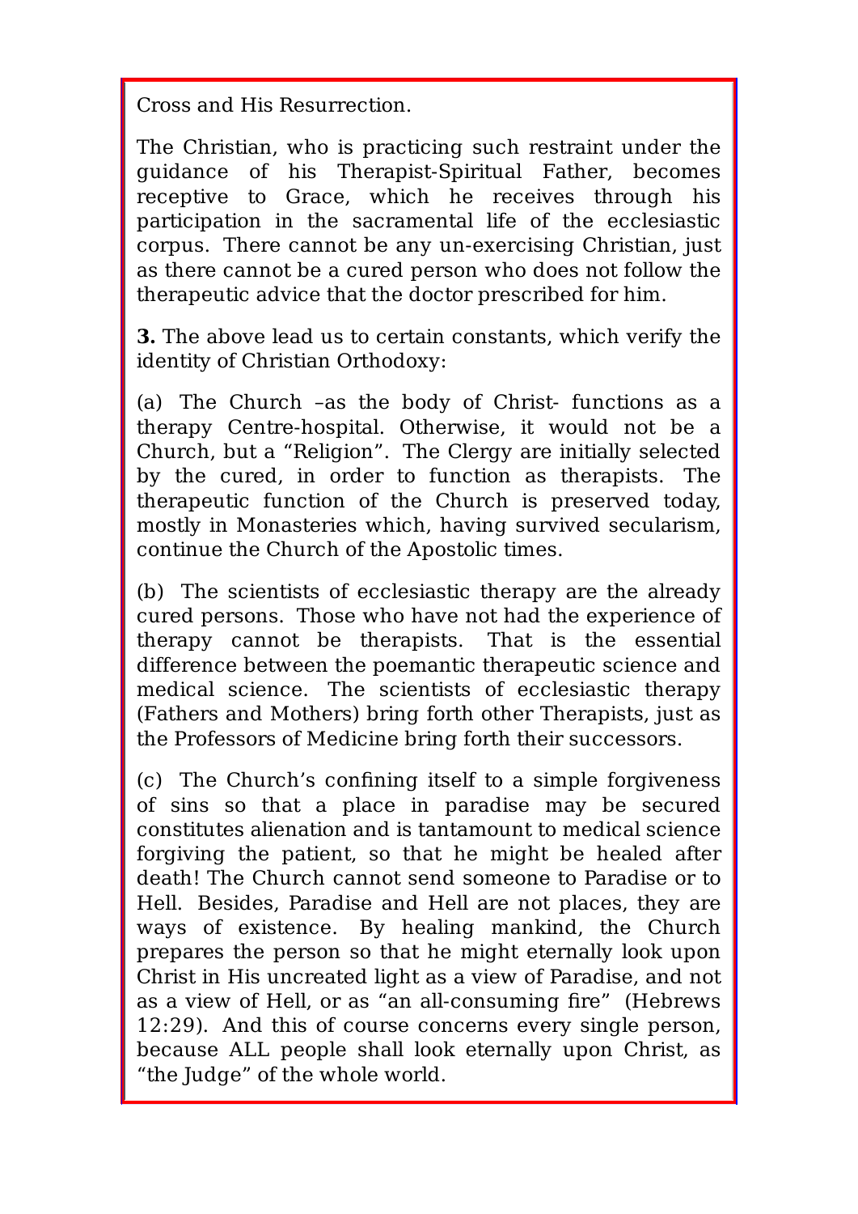Cross and His Resurrection.

The Christian, who is practicing such restraint under the guidance of his Therapist-Spiritual Father, becomes receptive to Grace, which he receives through his participation in the sacramental life of the ecclesiastic corpus. There cannot be any un-exercising Christian, just as there cannot be a cured person who does not follow the therapeutic advice that the doctor prescribed for him.

**3.** The above lead us to certain constants, which verify the identity of Christian Orthodoxy:

(a) The Church –as the body of Christ- functions as a therapy Centre-hospital. Otherwise, it would not be a Church, but a "Religion". The Clergy are initially selected by the cured, in order to function as therapists. The therapeutic function of the Church is preserved today, mostly in Monasteries which, having survived secularism, continue the Church of the Apostolic times.

(b) The scientists of ecclesiastic therapy are the already cured persons. Those who have not had the experience of therapy cannot be therapists. That is the essential difference between the poemantic therapeutic science and medical science. The scientists of ecclesiastic therapy (Fathers and Mothers) bring forth other Therapists, just as the Professors of Medicine bring forth their successors.

(c) The Church's confining itself to a simple forgiveness of sins so that a place in paradise may be secured constitutes alienation and is tantamount to medical science forgiving the patient, so that he might be healed after death! The Church cannot send someone to Paradise or to Hell. Besides, Paradise and Hell are not places, they are ways of existence. By healing mankind, the Church prepares the person so that he might eternally look upon Christ in His uncreated light as a view of Paradise, and not as a view of Hell, or as "an all-consuming fire" (Hebrews 12:29). And this of course concerns every single person, because ALL people shall look eternally upon Christ, as "the Judge" of the whole world.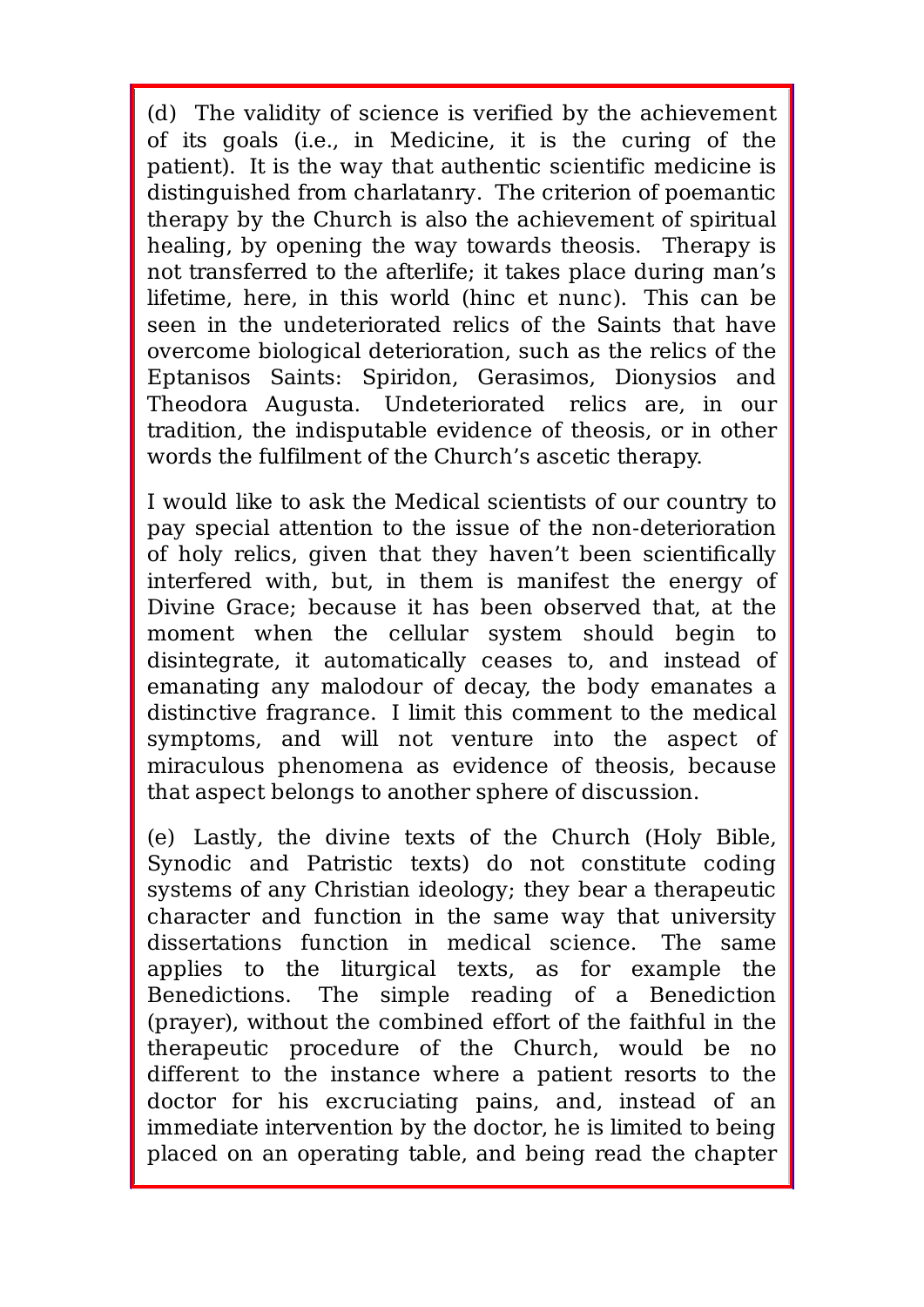(d) The validity of science is verified by the achievement of its goals (i.e., in Medicine, it is the curing of the patient). It is the way that authentic scientific medicine is distinguished from charlatanry. The criterion of poemantic therapy by the Church is also the achievement of spiritual healing, by opening the way towards theosis. Therapy is not transferred to the afterlife; it takes place during man's lifetime, here, in this world (hinc et nunc). This can be seen in the undeteriorated relics of the Saints that have overcome biological deterioration, such as the relics of the Eptanisos Saints: Spiridon, Gerasimos, Dionysios and Theodora Augusta. Undeteriorated relics are, in our tradition, the indisputable evidence of theosis, or in other words the fulfilment of the Church's ascetic therapy.

I would like to ask the Medical scientists of our country to pay special attention to the issue of the non-deterioration of holy relics, given that they haven't been scientifically interfered with, but, in them is manifest the energy of Divine Grace; because it has been observed that, at the moment when the cellular system should begin to disintegrate, it automatically ceases to, and instead of emanating any malodour of decay, the body emanates a distinctive fragrance. I limit this comment to the medical symptoms, and will not venture into the aspect of miraculous phenomena as evidence of theosis, because that aspect belongs to another sphere of discussion.

(e) Lastly, the divine texts of the Church (Holy Bible, Synodic and Patristic texts) do not constitute coding systems of any Christian ideology; they bear a therapeutic character and function in the same way that university dissertations function in medical science. The same applies to the liturgical texts, as for example the Benedictions. The simple reading of a Benediction (prayer), without the combined effort of the faithful in the therapeutic procedure of the Church, would be no different to the instance where a patient resorts to the doctor for his excruciating pains, and, instead of an immediate intervention by the doctor, he is limited to being placed on an operating table, and being read the chapter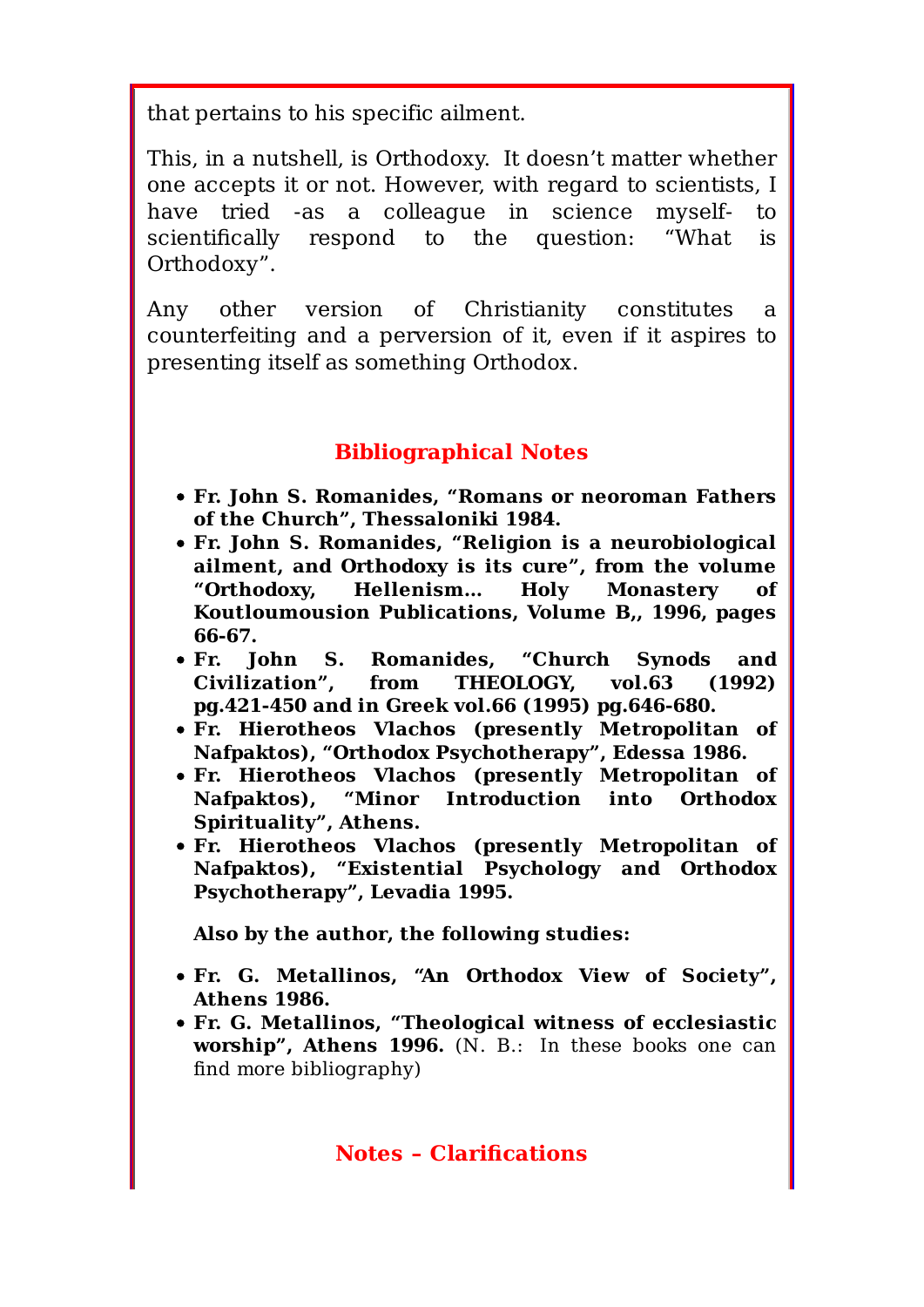that pertains to his specific ailment.

This, in a nutshell, is Orthodoxy. It doesn't matter whether one accepts it or not. However, with regard to scientists, I have tried -as a colleague in science myself- to scientifically respond to the question: "What is Orthodoxy".

Any other version of Christianity constitutes a counterfeiting and a perversion of it, even if it aspires to presenting itself as something Orthodox.

## Bibliographical Notes

- **Fr. John S. Romanides, "Romans or neoroman Fathers of the Church", Thessaloniki 1984.**
- **Fr. John S. Romanides, "Religion is a neurobiological ailment, and Orthodoxy is its cure", from the volume "Orthodoxy, Hellenism… Holy Monastery of Koutloumousion Publications, Volume B,, 1996, pages 66-67.**
- **Fr. John S. Romanides, "Church Synods and Civilization", from THEOLOGY, vol.63 (1992) pg.421-450 and in Greek vol.66 (1995) pg.646-680.**
- **Fr. Hierotheos Vlachos (presently Metropolitan of Nafpaktos), "Orthodox Psychotherapy", Edessa 1986.**
- **Fr. Hierotheos Vlachos (presently Metropolitan of Nafpaktos), "Minor Introduction into Orthodox Spirituality", Athens.**
- **Fr. Hierotheos Vlachos (presently Metropolitan of Nafpaktos), "Existential Psychology and Orthodox Psychotherapy", Levadia 1995.**

**Also by the author, the following studies:**

- **Fr. G. Metallinos, "An Orthodox View of Society", Athens 1986.**
- **Fr. G. Metallinos, "Theological witness of ecclesiastic worship", Athens 1996.** (N. B.: In these books one can find more bibliography)

## Notes – Clarifications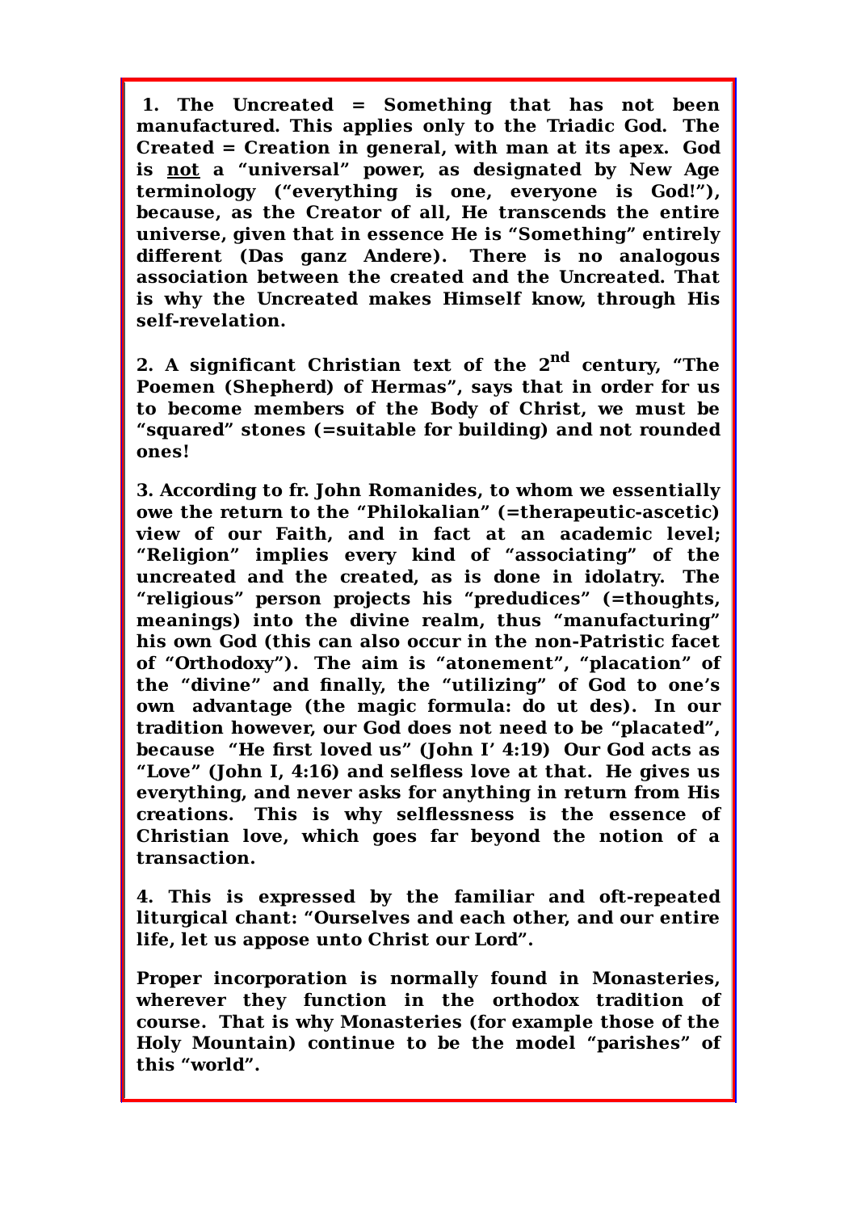**1. The Uncreated = Something that has not been manufactured. This applies only to the Triadic God. The Created = Creation in general, with man at its apex. God is <u>not</u> a "universal" power, as designated by New Age terminology ("everything is one, everyone is God!"), because, as the Creator of all, He transcends the entire universe, given that in essence He is "Something" entirely different (Das ganz Andere). There is no analogous association between the created and the Uncreated. That is why the Uncreated makes Himself know, through His self-revelation.**

**2. A significant Christian text of the 2nd century, "The Poemen (Shepherd) of Hermas", says that in order for us to become members of the Body of Christ, we must be "squared" stones (=suitable for building) and not rounded ones!**

**3. According to fr. John Romanides, to whom we essentially owe the return to the "Philokalian" (=therapeutic-ascetic) view of our Faith, and in fact at an academic level; "Religion" implies every kind of "associating" of the uncreated and the created, as is done in idolatry. The "religious" person projects his "predudices" (=thoughts, meanings) into the divine realm, thus "manufacturing" his own God (this can also occur in the non-Patristic facet of "Orthodoxy"). The aim is "atonement", "placation" of the "divine" and finally, the "utilizing" of God to one's own advantage (the magic formula: do ut des). In our tradition however, our God does not need to be "placated", because "He first loved us" (John I' 4:19) Our God acts as "Love" (John I, 4:16) and selfless love at that. He gives us everything, and never asks for anything in return from His creations. This is why selflessness is the essence of Christian love, which goes far beyond the notion of a transaction.**

**4. This is expressed by the familiar and oft-repeated liturgical chant: "Ourselves and each other, and our entire life, let us appose unto Christ our Lord".**

**Proper incorporation is normally found in Monasteries, wherever they function in the orthodox tradition of course. That is why Monasteries (for example those of the Holy Mountain) continue to be the model "parishes" of this "world".**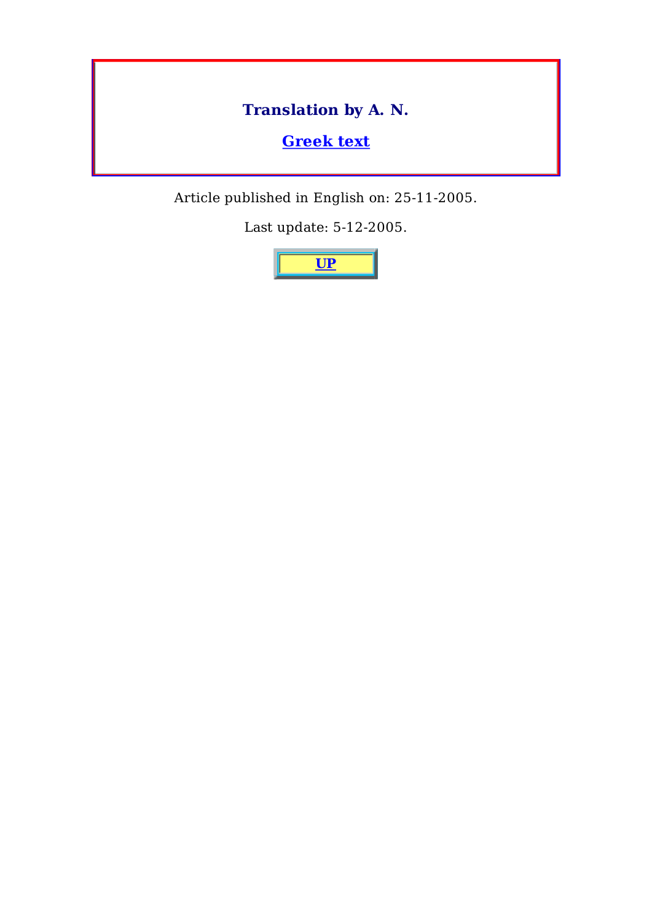**Translation by A. N.**

**Greek text**

Article published in English on: 25-11-2005.

Last update: 5-12-2005.

**UP**